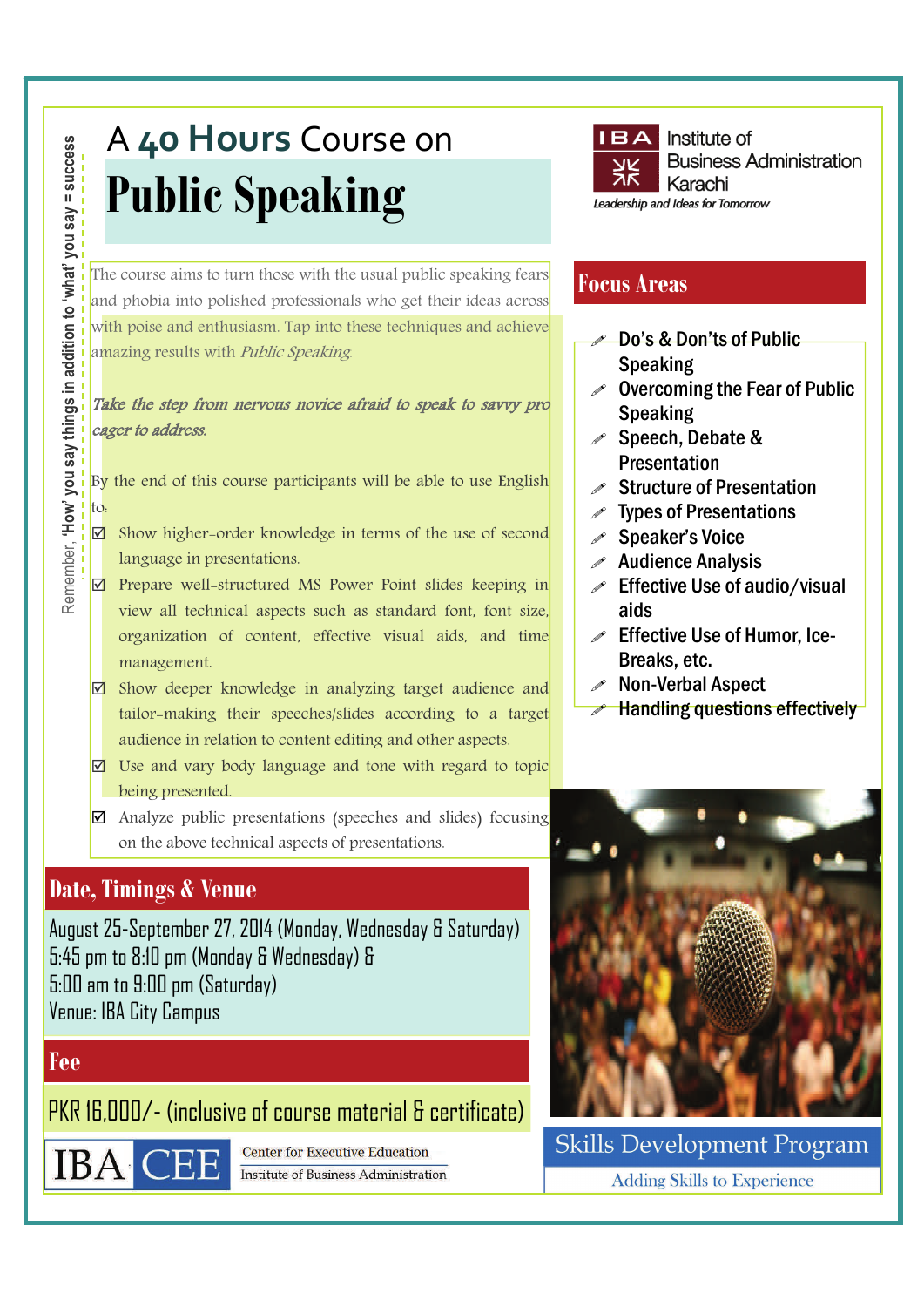Remember, 'How' you say things in addition to 'what' you say = success

# A 40 Hours Course on

# Public Speaking

IBA Institute of Business Administration Karachi

*Leadership and Ideas for Tomorrow*

The course aims to turn those with the usual public speaking fears and phobia into polished professionals who get their ideas across with poise and enthusiasm. Tap into these techniques and achieve amazing results with *Public Speaking*.

*Take the step from nervous novice afraid to speak to savvy pro eager to address.*

By the end of this course participants will be able to use English to:

- ☑ Show higher-order knowledge in terms of the use of second language in presentations.
- ☑ Prepare well-structured MS Power Point slides keeping in view all technical aspects such as standard font, font size, organization of content, effective visual aids, and time management.
- ☑ Show deeper knowledge in analyzing target audience and tailor-making their speeches/slides according to a target audience in relation to content editing and other aspects.
- ☑ Use and vary body language and tone with regard to topic being presented.
- ☑ Analyze public presentations (speeches and slides) focusing on the above technical aspects of presentations.

## Focus Areas

- Do's & Don'ts of Public Speaking
- Overcoming the Fear of Public Speaking
- Speech, Debate & Presentation
- Structure of Presentation
- Types of Presentations
- Speaker's Voice
- Audience Analysis
- Effective Use of audio/visual aids
- Effective Use of Humor, Ice-Breaks, etc.
- Non-Verbal Aspect
- Handling questions effectively

## Date, Timings & Venue

August 25-September 27, 2014 (Monday, Wednesday & Saturday)
5:45 pm to 8:10 pm (Monday & Wednesday) &
5:00 am to 9:00 pm (Saturday)
Venue: IBA City Campus

## Fee

PKR 16,000/- (inclusive of course material & certificate)

IBA CEE Center for Executive Education Institute of Business Administration

Skills Development Program

Adding Skills to Experience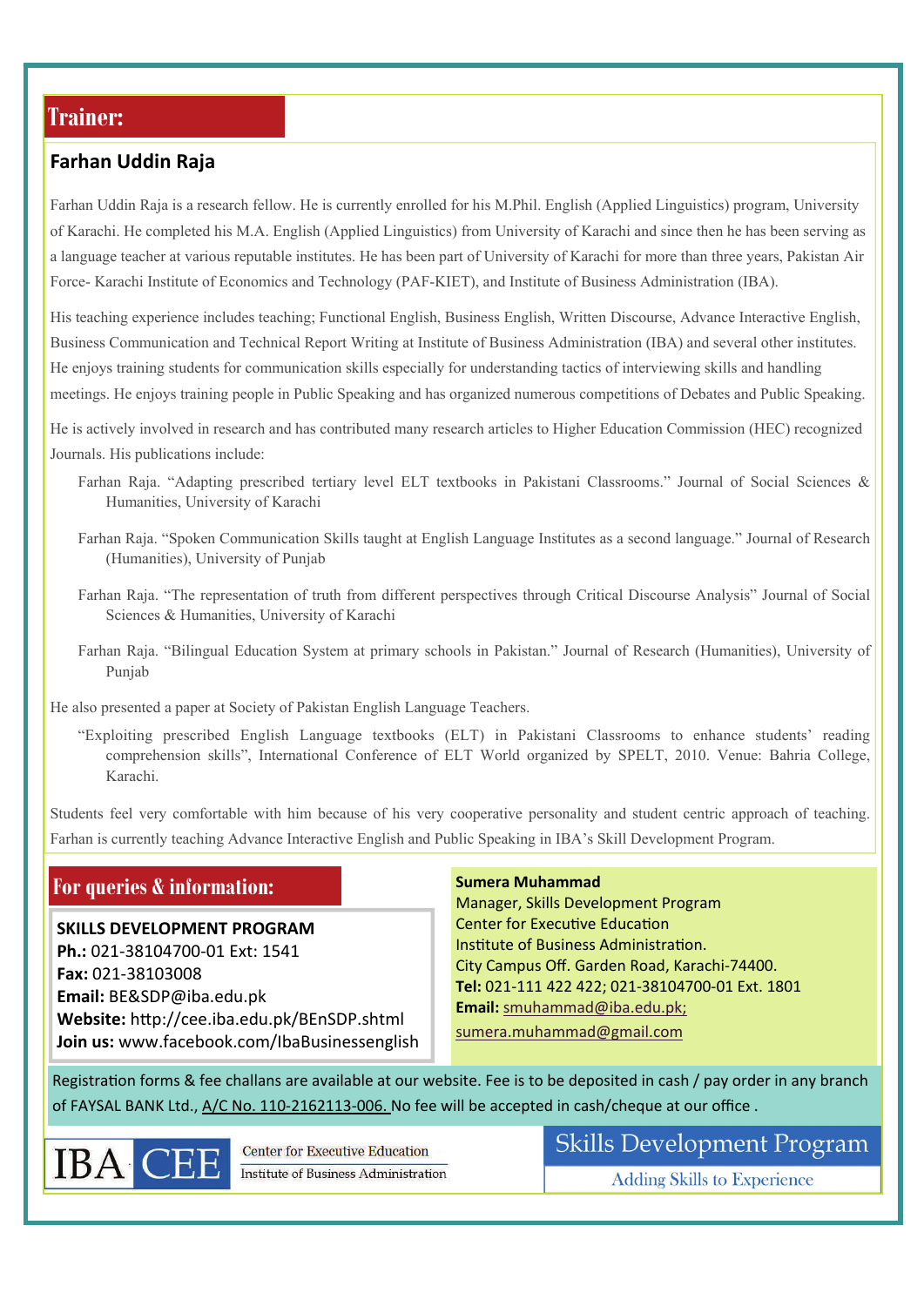## Trainer:

### Farhan Uddin Raja

Farhan Uddin Raja is a research fellow. He is currently enrolled for his M.Phil. English (Applied Linguistics) program, University of Karachi. He completed his M.A. English (Applied Linguistics) from University of Karachi and since then he has been serving as a language teacher at various reputable institutes. He has been part of University of Karachi for more than three years, Pakistan Air Force- Karachi Institute of Economics and Technology (PAF-KIET), and Institute of Business Administration (IBA).

His teaching experience includes teaching; Functional English, Business English, Written Discourse, Advance Interactive English, Business Communication and Technical Report Writing at Institute of Business Administration (IBA) and several other institutes. He enjoys training students for communication skills especially for understanding tactics of interviewing skills and handling meetings. He enjoys training people in Public Speaking and has organized numerous competitions of Debates and Public Speaking.

He is actively involved in research and has contributed many research articles to Higher Education Commission (HEC) recognized Journals. His publications include:

- Farhan Raja. "Adapting prescribed tertiary level ELT textbooks in Pakistani Classrooms." Journal of Social Sciences & Humanities, University of Karachi
- Farhan Raja. "Spoken Communication Skills taught at English Language Institutes as a second language." Journal of Research (Humanities), University of Punjab
- Farhan Raja. "The representation of truth from different perspectives through Critical Discourse Analysis" Journal of Social Sciences & Humanities, University of Karachi
- Farhan Raja. "Bilingual Education System at primary schools in Pakistan." Journal of Research (Humanities), University of Punjab

He also presented a paper at Society of Pakistan English Language Teachers.

- "Exploiting prescribed English Language textbooks (ELT) in Pakistani Classrooms to enhance students' reading comprehension skills", International Conference of ELT World organized by SPELT, 2010. Venue: Bahria College, Karachi.

Students feel very comfortable with him because of his very cooperative personality and student centric approach of teaching. Farhan is currently teaching Advance Interactive English and Public Speaking in IBA's Skill Development Program.

## For queries & information:

**SKILLS DEVELOPMENT PROGRAM**
**Ph.:** 021-38104700-01 Ext: 1541
**Fax:** 021-38103008
**Email:** BE&SDP@iba.edu.pk
**Website:** http://cee.iba.edu.pk/BEnSDP.shtml
**Join us:** www.facebook.com/IbaBusinessenglish

**Sumera Muhammad**
Manager, Skills Development Program
Center for Executive Education
Institute of Business Administration.
City Campus Off. Garden Road, Karachi-74400.
**Tel:** 021-111 422 422; 021-38104700-01 Ext. 1801
**Email:** smuhammad@iba.edu.pk;
sumera.muhammad@gmail.com

Registration forms & fee challans are available at our website. Fee is to be deposited in cash / pay order in any branch of FAYSAL BANK Ltd., A/C No. 110-2162113-006. No fee will be accepted in cash/cheque at our office .

IBA CEE — Center for Executive Education, Institute of Business Administration

Skills Development Program
Adding Skills to Experience